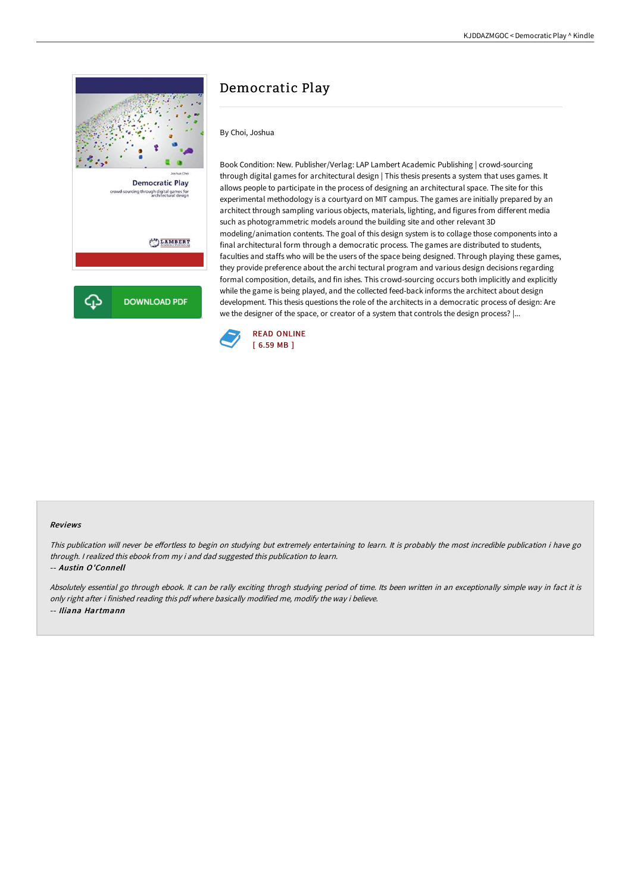# Democratic Play

By Choi, Joshua

Book Condition: New. Publisher/Verlag: LAP Lambert Academic Publishing | crowd-sourcing through digital games for architectural design | This thesis presents a system that uses games. It allows people to participate in the process of designing an architectural space. The site for this experimental methodology is a courtyard on MIT campus. The games are initially prepared by an architect through sampling various objects, materials, lighting, and figures from different media such as photogrammetric models around the building site and other relevant 3D modeling/animation contents. The goal of this design system is to collage those components into a final architectural form through a democratic process. The games are distributed to students, faculties and staffs who will be the users of the space being designed. Through playing these games, they provide preference about the archi tectural program and various design decisions regarding formal composition, details, and fin ishes. This crowd-sourcing occurs both implicitly and explicitly while the game is being played, and the collected feed-back informs the architect about design development. This thesis questions the role of the architects in a democratic process of design: Are we the designer of the space, or creator of a system that controls the design process? |...

READ ONLINE
[ 6.59 MB ]

DOWNLOAD PDF

### Reviews

*This publication will never be effortless to begin on studying but extremely entertaining to learn. It is probably the most incredible publication i have go through. I realized this ebook from my i and dad suggested this publication to learn.*

*-- Austin O'Connell*

*Absolutely essential go through ebook. It can be rally exciting throgh studying period of time. Its been written in an exceptionally simple way in fact it is only right after i finished reading this pdf where basically modified me, modify the way i believe.*

*-- Iliana Hartmann*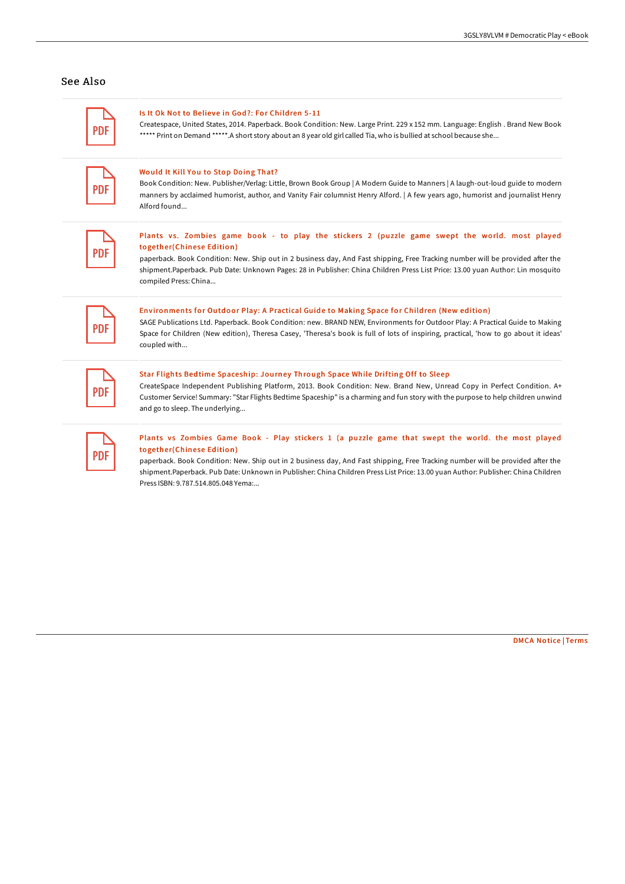## See Also

### Is It Ok Not to Believe in God?: For Children 5-11

Createspace, United States, 2014. Paperback. Book Condition: New. Large Print. 229 x 152 mm. Language: English . Brand New Book ***** Print on Demand *****.A short story about an 8 year old girl called Tia, who is bullied at school because she...

### Would It Kill You to Stop Doing That?

Book Condition: New. Publisher/Verlag: Little, Brown Book Group | A Modern Guide to Manners | A laugh-out-loud guide to modern manners by acclaimed humorist, author, and Vanity Fair columnist Henry Alford. | A few years ago, humorist and journalist Henry Alford found...

### Plants vs. Zombies game book - to play the stickers 2 (puzzle game swept the world. most played together(Chinese Edition)

paperback. Book Condition: New. Ship out in 2 business day, And Fast shipping, Free Tracking number will be provided after the shipment.Paperback. Pub Date: Unknown Pages: 28 in Publisher: China Children Press List Price: 13.00 yuan Author: Lin mosquito compiled Press: China...

### Environments for Outdoor Play: A Practical Guide to Making Space for Children (New edition)

SAGE Publications Ltd. Paperback. Book Condition: new. BRAND NEW, Environments for Outdoor Play: A Practical Guide to Making Space for Children (New edition), Theresa Casey, 'Theresa's book is full of lots of inspiring, practical, 'how to go about it ideas' coupled with...

### Star Flights Bedtime Spaceship: Journey Through Space While Drifting Off to Sleep

CreateSpace Independent Publishing Platform, 2013. Book Condition: New. Brand New, Unread Copy in Perfect Condition. A+ Customer Service! Summary: "Star Flights Bedtime Spaceship" is a charming and fun story with the purpose to help children unwind and go to sleep. The underlying...

### Plants vs Zombies Game Book - Play stickers 1 (a puzzle game that swept the world. the most played together(Chinese Edition)

paperback. Book Condition: New. Ship out in 2 business day, And Fast shipping, Free Tracking number will be provided after the shipment.Paperback. Pub Date: Unknown in Publisher: China Children Press List Price: 13.00 yuan Author: Publisher: China Children Press ISBN: 9.787.514.805.048 Yema:...